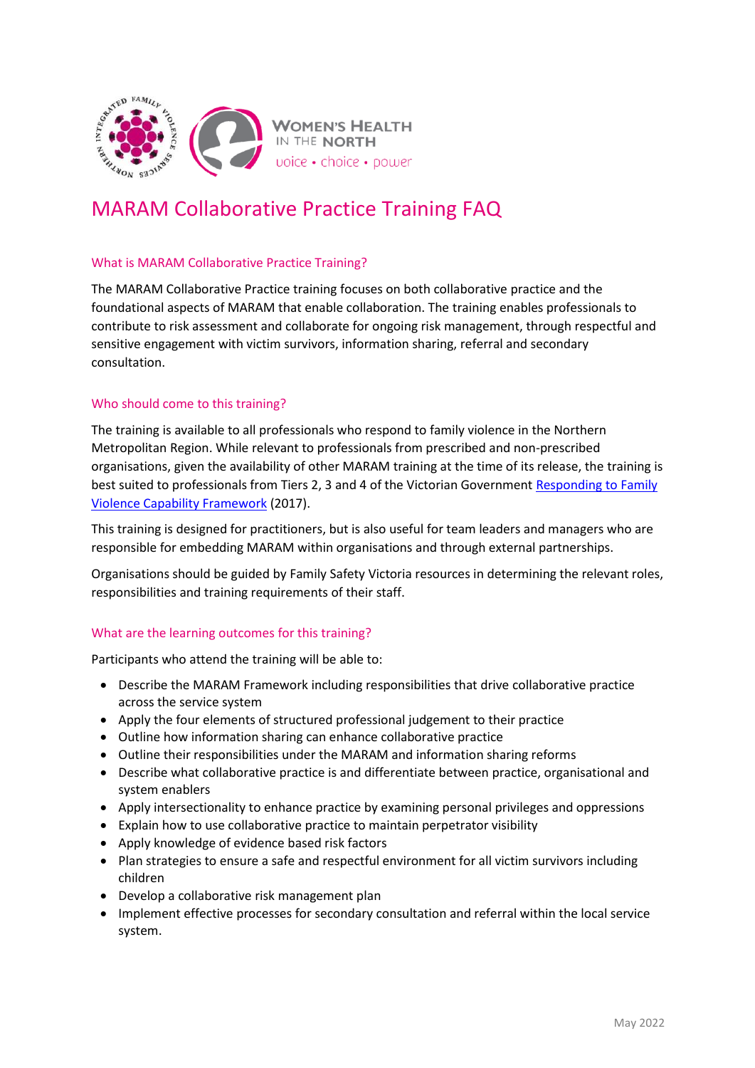# MARAM Collaborative Practice Training FAQ

## What is MARAM Collaborative Practice Training?

The MARAM Collaborative Practice training focuses on both collaborative practice and the foundational aspects of MARAM that enable collaboration. The training enables professionals to contribute to risk assessment and collaborate for ongoing risk management, through respectful and sensitive engagement with victim survivors, information sharing, referral and secondary consultation.

## Who should come to this training?

The training is available to all professionals who respond to family violence in the Northern Metropolitan Region. While relevant to professionals from prescribed and non-prescribed organisations, given the availability of other MARAM training at the time of its release, the training is best suited to professionals from Tiers 2, 3 and 4 of the Victorian Government Responding to Family Violence Capability Framework (2017).

This training is designed for practitioners, but is also useful for team leaders and managers who are responsible for embedding MARAM within organisations and through external partnerships.

Organisations should be guided by Family Safety Victoria resources in determining the relevant roles, responsibilities and training requirements of their staff.

## What are the learning outcomes for this training?

Participants who attend the training will be able to:

- Describe the MARAM Framework including responsibilities that drive collaborative practice across the service system
- Apply the four elements of structured professional judgement to their practice
- Outline how information sharing can enhance collaborative practice
- Outline their responsibilities under the MARAM and information sharing reforms
- Describe what collaborative practice is and differentiate between practice, organisational and system enablers
- Apply intersectionality to enhance practice by examining personal privileges and oppressions
- Explain how to use collaborative practice to maintain perpetrator visibility
- Apply knowledge of evidence based risk factors
- Plan strategies to ensure a safe and respectful environment for all victim survivors including children
- Develop a collaborative risk management plan
- Implement effective processes for secondary consultation and referral within the local service system.

May 2022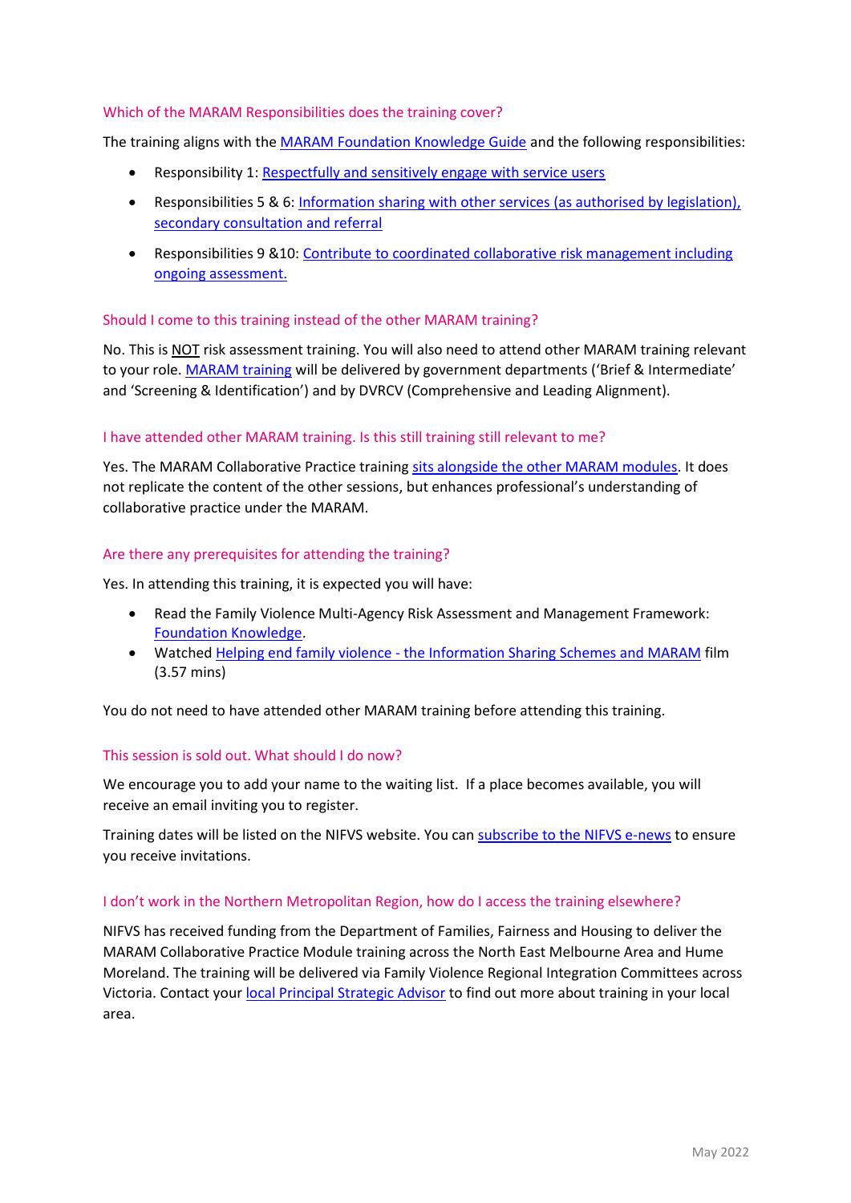### Which of the MARAM Responsibilities does the training cover?

The training aligns with the MARAM Foundation Knowledge Guide and the following responsibilities:

- Responsibility 1: Respectfully and sensitively engage with service users
- Responsibilities 5 & 6: Information sharing with other services (as authorised by legislation), secondary consultation and referral
- Responsibilities 9 &10: Contribute to coordinated collaborative risk management including ongoing assessment.

### Should I come to this training instead of the other MARAM training?

No. This is NOT risk assessment training. You will also need to attend other MARAM training relevant to your role. MARAM training will be delivered by government departments ('Brief & Intermediate' and 'Screening & Identification') and by DVRCV (Comprehensive and Leading Alignment).

### I have attended other MARAM training. Is this still training still relevant to me?

Yes. The MARAM Collaborative Practice training sits alongside the other MARAM modules. It does not replicate the content of the other sessions, but enhances professional's understanding of collaborative practice under the MARAM.

### Are there any prerequisites for attending the training?

Yes. In attending this training, it is expected you will have:

- Read the Family Violence Multi-Agency Risk Assessment and Management Framework: Foundation Knowledge.
- Watched Helping end family violence - the Information Sharing Schemes and MARAM film (3.57 mins)

You do not need to have attended other MARAM training before attending this training.

### This session is sold out. What should I do now?

We encourage you to add your name to the waiting list. If a place becomes available, you will receive an email inviting you to register.

Training dates will be listed on the NIFVS website. You can subscribe to the NIFVS e-news to ensure you receive invitations.

### I don't work in the Northern Metropolitan Region, how do I access the training elsewhere?

NIFVS has received funding from the Department of Families, Fairness and Housing to deliver the MARAM Collaborative Practice Module training across the North East Melbourne Area and Hume Moreland. The training will be delivered via Family Violence Regional Integration Committees across Victoria. Contact your local Principal Strategic Advisor to find out more about training in your local area.

May 2022